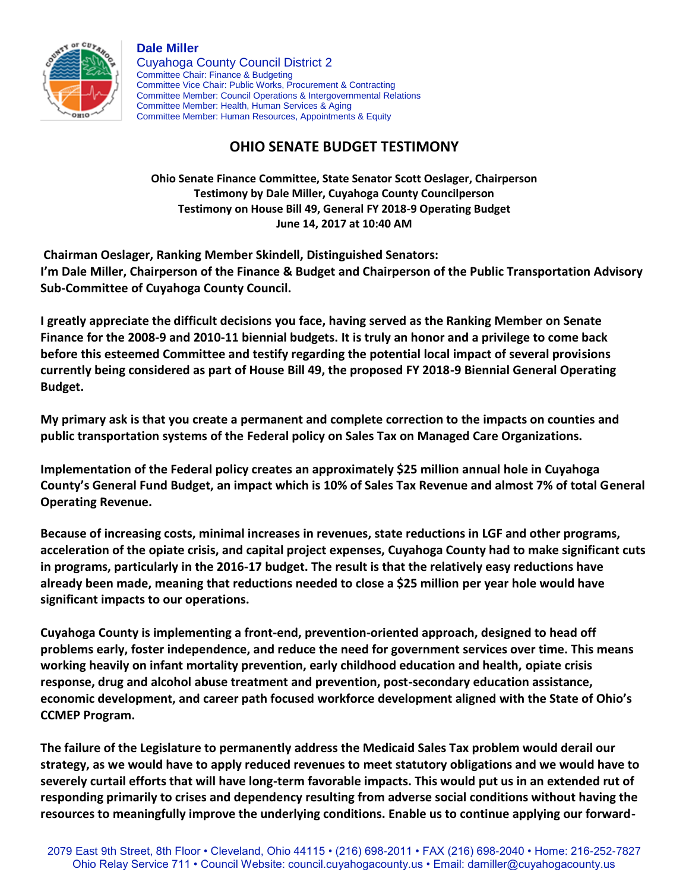**Dale Miller**
Cuyahoga County Council District 2
Committee Chair: Finance & Budgeting
Committee Vice Chair: Public Works, Procurement & Contracting
Committee Member: Council Operations & Intergovernmental Relations
Committee Member: Health, Human Services & Aging
Committee Member: Human Resources, Appointments & Equity

# OHIO SENATE BUDGET TESTIMONY

**Ohio Senate Finance Committee, State Senator Scott Oeslager, Chairperson**
**Testimony by Dale Miller, Cuyahoga County Councilperson**
**Testimony on House Bill 49, General FY 2018-9 Operating Budget**
**June 14, 2017 at 10:40 AM**

**Chairman Oeslager, Ranking Member Skindell, Distinguished Senators:**
**I'm Dale Miller, Chairperson of the Finance & Budget and Chairperson of the Public Transportation Advisory Sub-Committee of Cuyahoga County Council.**

**I greatly appreciate the difficult decisions you face, having served as the Ranking Member on Senate Finance for the 2008-9 and 2010-11 biennial budgets. It is truly an honor and a privilege to come back before this esteemed Committee and testify regarding the potential local impact of several provisions currently being considered as part of House Bill 49, the proposed FY 2018-9 Biennial General Operating Budget.**

**My primary ask is that you create a permanent and complete correction to the impacts on counties and public transportation systems of the Federal policy on Sales Tax on Managed Care Organizations.**

**Implementation of the Federal policy creates an approximately $25 million annual hole in Cuyahoga County's General Fund Budget, an impact which is 10% of Sales Tax Revenue and almost 7% of total General Operating Revenue.**

**Because of increasing costs, minimal increases in revenues, state reductions in LGF and other programs, acceleration of the opiate crisis, and capital project expenses, Cuyahoga County had to make significant cuts in programs, particularly in the 2016-17 budget. The result is that the relatively easy reductions have already been made, meaning that reductions needed to close a $25 million per year hole would have significant impacts to our operations.**

**Cuyahoga County is implementing a front-end, prevention-oriented approach, designed to head off problems early, foster independence, and reduce the need for government services over time. This means working heavily on infant mortality prevention, early childhood education and health, opiate crisis response, drug and alcohol abuse treatment and prevention, post-secondary education assistance, economic development, and career path focused workforce development aligned with the State of Ohio's CCMEP Program.**

**The failure of the Legislature to permanently address the Medicaid Sales Tax problem would derail our strategy, as we would have to apply reduced revenues to meet statutory obligations and we would have to severely curtail efforts that will have long-term favorable impacts. This would put us in an extended rut of responding primarily to crises and dependency resulting from adverse social conditions without having the resources to meaningfully improve the underlying conditions. Enable us to continue applying our forward-**

2079 East 9th Street, 8th Floor • Cleveland, Ohio 44115 • (216) 698-2011 • FAX (216) 698-2040 • Home: 216-252-7827
Ohio Relay Service 711 • Council Website: council.cuyahogacounty.us • Email: damiller@cuyahogacounty.us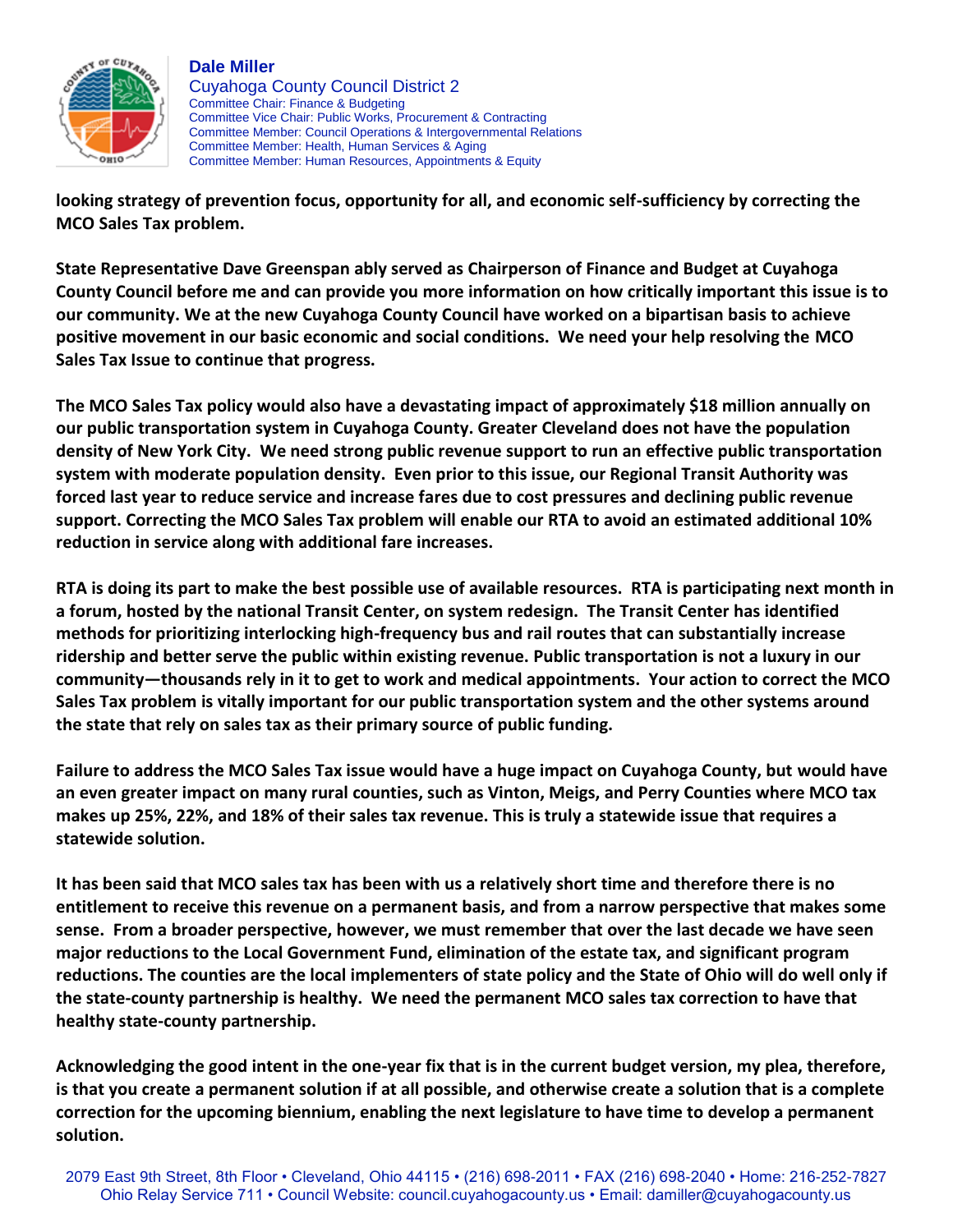looking strategy of prevention focus, opportunity for all, and economic self-sufficiency by correcting the MCO Sales Tax problem.

State Representative Dave Greenspan ably served as Chairperson of Finance and Budget at Cuyahoga County Council before me and can provide you more information on how critically important this issue is to our community. We at the new Cuyahoga County Council have worked on a bipartisan basis to achieve positive movement in our basic economic and social conditions. We need your help resolving the MCO Sales Tax Issue to continue that progress.

The MCO Sales Tax policy would also have a devastating impact of approximately $18 million annually on our public transportation system in Cuyahoga County. Greater Cleveland does not have the population density of New York City. We need strong public revenue support to run an effective public transportation system with moderate population density. Even prior to this issue, our Regional Transit Authority was forced last year to reduce service and increase fares due to cost pressures and declining public revenue support. Correcting the MCO Sales Tax problem will enable our RTA to avoid an estimated additional 10% reduction in service along with additional fare increases.

RTA is doing its part to make the best possible use of available resources. RTA is participating next month in a forum, hosted by the national Transit Center, on system redesign. The Transit Center has identified methods for prioritizing interlocking high-frequency bus and rail routes that can substantially increase ridership and better serve the public within existing revenue. Public transportation is not a luxury in our community—thousands rely in it to get to work and medical appointments. Your action to correct the MCO Sales Tax problem is vitally important for our public transportation system and the other systems around the state that rely on sales tax as their primary source of public funding.

Failure to address the MCO Sales Tax issue would have a huge impact on Cuyahoga County, but would have an even greater impact on many rural counties, such as Vinton, Meigs, and Perry Counties where MCO tax makes up 25%, 22%, and 18% of their sales tax revenue. This is truly a statewide issue that requires a statewide solution.

It has been said that MCO sales tax has been with us a relatively short time and therefore there is no entitlement to receive this revenue on a permanent basis, and from a narrow perspective that makes some sense. From a broader perspective, however, we must remember that over the last decade we have seen major reductions to the Local Government Fund, elimination of the estate tax, and significant program reductions. The counties are the local implementers of state policy and the State of Ohio will do well only if the state-county partnership is healthy. We need the permanent MCO sales tax correction to have that healthy state-county partnership.

Acknowledging the good intent in the one-year fix that is in the current budget version, my plea, therefore, is that you create a permanent solution if at all possible, and otherwise create a solution that is a complete correction for the upcoming biennium, enabling the next legislature to have time to develop a permanent solution.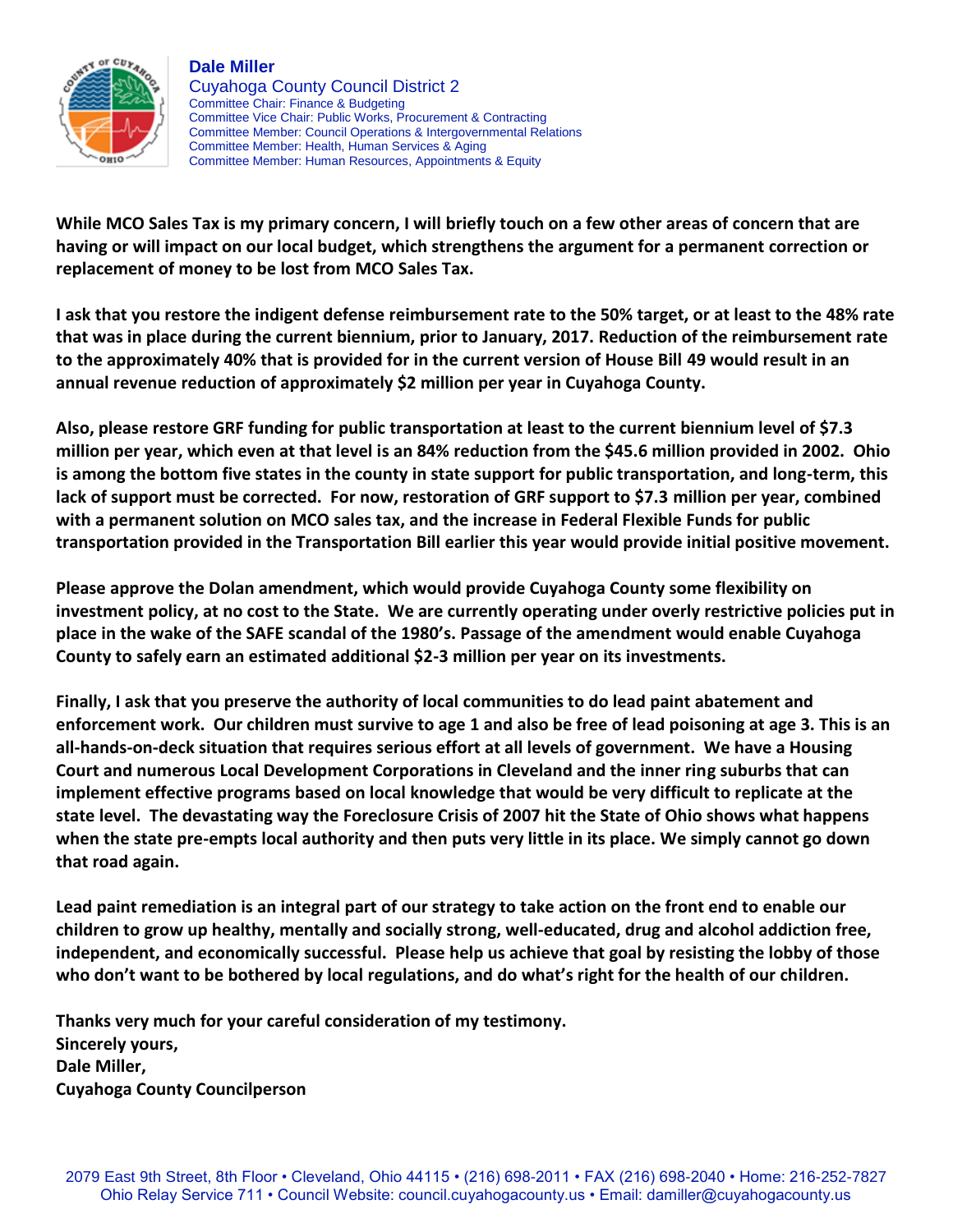**Dale Miller**
Cuyahoga County Council District 2
Committee Chair: Finance & Budgeting
Committee Vice Chair: Public Works, Procurement & Contracting
Committee Member: Council Operations & Intergovernmental Relations
Committee Member: Health, Human Services & Aging
Committee Member: Human Resources, Appointments & Equity

**While MCO Sales Tax is my primary concern, I will briefly touch on a few other areas of concern that are having or will impact on our local budget, which strengthens the argument for a permanent correction or replacement of money to be lost from MCO Sales Tax.**

**I ask that you restore the indigent defense reimbursement rate to the 50% target, or at least to the 48% rate that was in place during the current biennium, prior to January, 2017. Reduction of the reimbursement rate to the approximately 40% that is provided for in the current version of House Bill 49 would result in an annual revenue reduction of approximately $2 million per year in Cuyahoga County.**

**Also, please restore GRF funding for public transportation at least to the current biennium level of $7.3 million per year, which even at that level is an 84% reduction from the $45.6 million provided in 2002. Ohio is among the bottom five states in the county in state support for public transportation, and long-term, this lack of support must be corrected. For now, restoration of GRF support to $7.3 million per year, combined with a permanent solution on MCO sales tax, and the increase in Federal Flexible Funds for public transportation provided in the Transportation Bill earlier this year would provide initial positive movement.**

**Please approve the Dolan amendment, which would provide Cuyahoga County some flexibility on investment policy, at no cost to the State. We are currently operating under overly restrictive policies put in place in the wake of the SAFE scandal of the 1980's. Passage of the amendment would enable Cuyahoga County to safely earn an estimated additional $2-3 million per year on its investments.**

**Finally, I ask that you preserve the authority of local communities to do lead paint abatement and enforcement work. Our children must survive to age 1 and also be free of lead poisoning at age 3. This is an all-hands-on-deck situation that requires serious effort at all levels of government. We have a Housing Court and numerous Local Development Corporations in Cleveland and the inner ring suburbs that can implement effective programs based on local knowledge that would be very difficult to replicate at the state level. The devastating way the Foreclosure Crisis of 2007 hit the State of Ohio shows what happens when the state pre-empts local authority and then puts very little in its place. We simply cannot go down that road again.**

**Lead paint remediation is an integral part of our strategy to take action on the front end to enable our children to grow up healthy, mentally and socially strong, well-educated, drug and alcohol addiction free, independent, and economically successful. Please help us achieve that goal by resisting the lobby of those who don't want to be bothered by local regulations, and do what's right for the health of our children.**

**Thanks very much for your careful consideration of my testimony.**
**Sincerely yours,**
**Dale Miller,**
**Cuyahoga County Councilperson**

2079 East 9th Street, 8th Floor • Cleveland, Ohio 44115 • (216) 698-2011 • FAX (216) 698-2040 • Home: 216-252-7827
Ohio Relay Service 711 • Council Website: council.cuyahogacounty.us • Email: damiller@cuyahogacounty.us